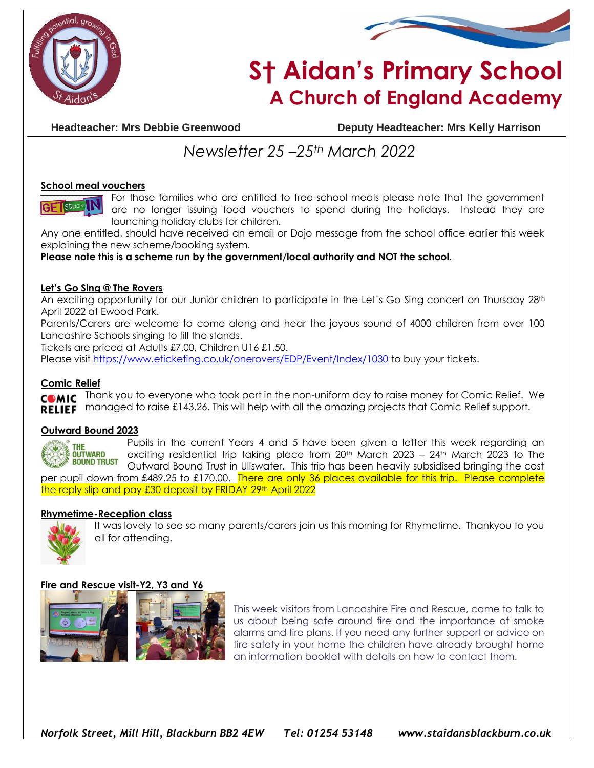# St Aidan's Primary School
## A Church of England Academy

**Headteacher: Mrs Debbie Greenwood** **Deputy Headteacher: Mrs Kelly Harrison**

*Newsletter 25 –25th March 2022*

### School meal vouchers

For those families who are entitled to free school meals please note that the government are no longer issuing food vouchers to spend during the holidays. Instead they are launching holiday clubs for children.

Any one entitled, should have received an email or Dojo message from the school office earlier this week explaining the new scheme/booking system.

**Please note this is a scheme run by the government/local authority and NOT the school.**

### Let's Go Sing @ The Rovers

An exciting opportunity for our Junior children to participate in the Let's Go Sing concert on Thursday 28th April 2022 at Ewood Park.

Parents/Carers are welcome to come along and hear the joyous sound of 4000 children from over 100 Lancashire Schools singing to fill the stands.

Tickets are priced at Adults £7.00, Children U16 £1.50.

Please visit https://www.eticketing.co.uk/onerovers/EDP/Event/Index/1030 to buy your tickets.

### Comic Relief

Thank you to everyone who took part in the non-uniform day to raise money for Comic Relief. We managed to raise £143.26. This will help with all the amazing projects that Comic Relief support.

### Outward Bound 2023

Pupils in the current Years 4 and 5 have been given a letter this week regarding an exciting residential trip taking place from 20th March 2023 – 24th March 2023 to The Outward Bound Trust in Ullswater. This trip has been heavily subsidised bringing the cost per pupil down from £489.25 to £170.00. There are only 36 places available for this trip. Please complete the reply slip and pay £30 deposit by FRIDAY 29th April 2022

### Rhymetime-Reception class

It was lovely to see so many parents/carers join us this morning for Rhymetime. Thankyou to you all for attending.

### Fire and Rescue visit-Y2, Y3 and Y6

This week visitors from Lancashire Fire and Rescue, came to talk to us about being safe around fire and the importance of smoke alarms and fire plans. If you need any further support or advice on fire safety in your home the children have already brought home an information booklet with details on how to contact them.

*Norfolk Street, Mill Hill, Blackburn BB2 4EW Tel: 01254 53148 www.staidansblackburn.co.uk*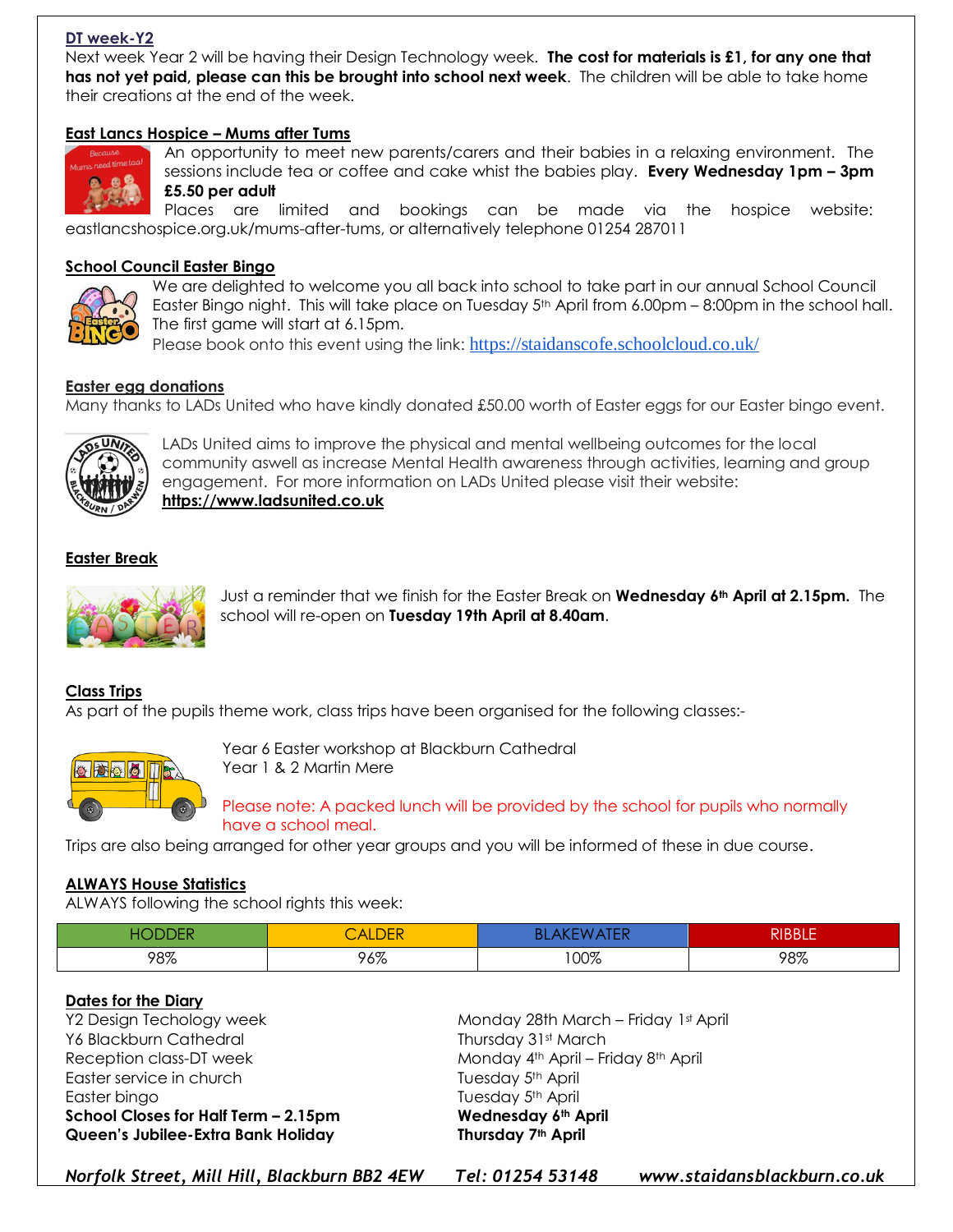## DT week-Y2

Next week Year 2 will be having their Design Technology week. **The cost for materials is £1, for any one that has not yet paid, please can this be brought into school next week**. The children will be able to take home their creations at the end of the week.

## East Lancs Hospice – Mums after Tums

An opportunity to meet new parents/carers and their babies in a relaxing environment. The sessions include tea or coffee and cake whist the babies play. **Every Wednesday 1pm – 3pm £5.50 per adult**

Places are limited and bookings can be made via the hospice website: eastlancshospice.org.uk/mums-after-tums, or alternatively telephone 01254 287011

## School Council Easter Bingo

We are delighted to welcome you all back into school to take part in our annual School Council Easter Bingo night. This will take place on Tuesday 5th April from 6.00pm – 8:00pm in the school hall. The first game will start at 6.15pm.

Please book onto this event using the link: https://staidanscofe.schoolcloud.co.uk/

## Easter egg donations

Many thanks to LADs United who have kindly donated £50.00 worth of Easter eggs for our Easter bingo event.

LADs United aims to improve the physical and mental wellbeing outcomes for the local community aswell as increase Mental Health awareness through activities, learning and group engagement. For more information on LADs United please visit their website: **https://www.ladsunited.co.uk**

## Easter Break

Just a reminder that we finish for the Easter Break on **Wednesday 6th April at 2.15pm.** The school will re-open on **Tuesday 19th April at 8.40am**.

## Class Trips

As part of the pupils theme work, class trips have been organised for the following classes:-

Year 6 Easter workshop at Blackburn Cathedral
Year 1 & 2 Martin Mere

Please note: A packed lunch will be provided by the school for pupils who normally have a school meal.

Trips are also being arranged for other year groups and you will be informed of these in due course.

## ALWAYS House Statistics

ALWAYS following the school rights this week:

| HODDER | CALDER | BLAKEWATER | RIBBLE |
|---|---|---|---|
| 98% | 96% | 100% | 98% |

## Dates for the Diary

| | |
|---|---|
| Y2 Design Techology week | Monday 28th March – Friday 1st April |
| Y6 Blackburn Cathedral | Thursday 31st March |
| Reception class-DT week | Monday 4th April – Friday 8th April |
| Easter service in church | Tuesday 5th April |
| Easter bingo | Tuesday 5th April |
| **School Closes for Half Term – 2.15pm** | **Wednesday 6th April** |
| **Queen's Jubilee-Extra Bank Holiday** | **Thursday 7th April** |

*Norfolk Street, Mill Hill, Blackburn BB2 4EW     Tel: 01254 53148     www.staidansblackburn.co.uk*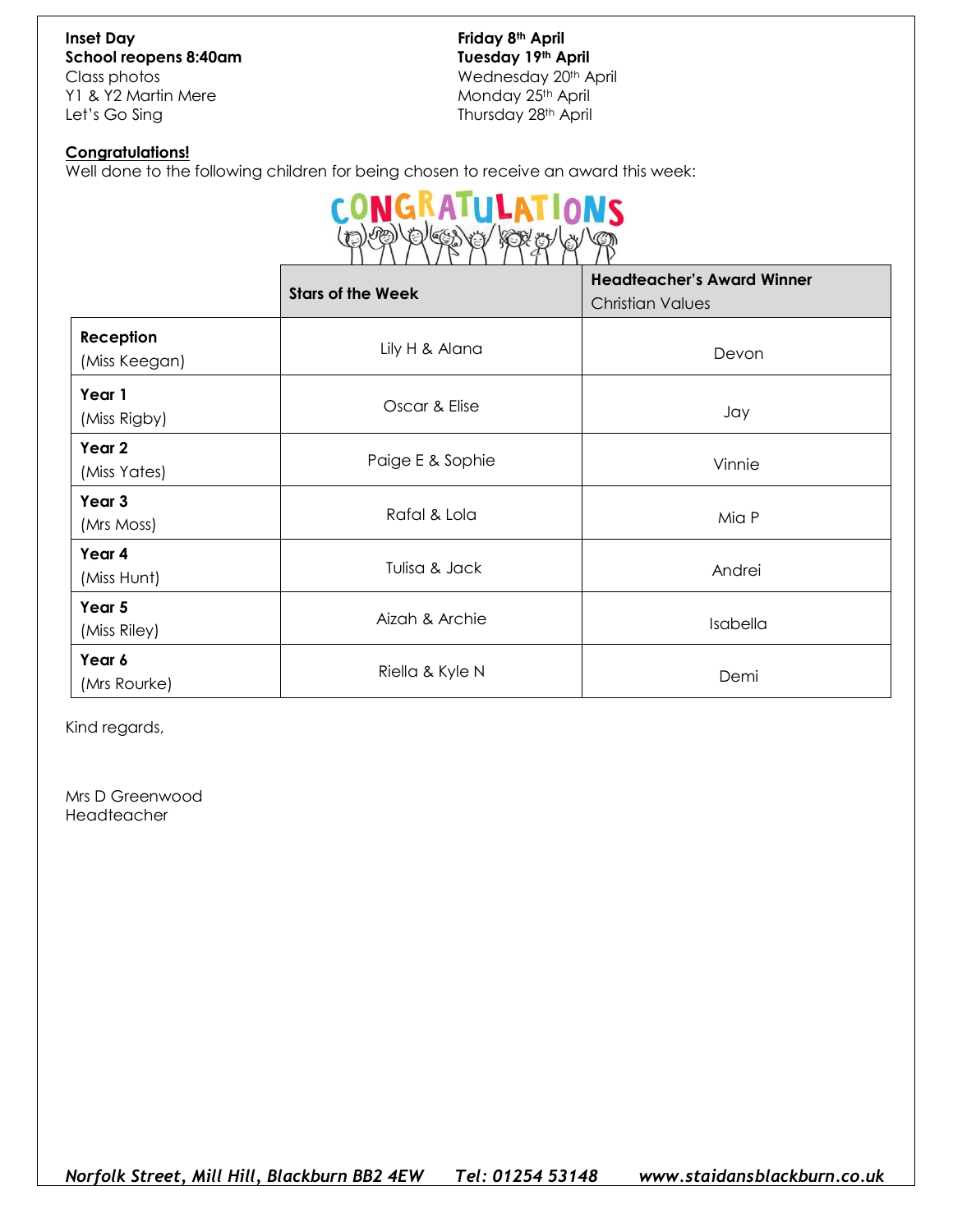| | |
|---|---|
| **Inset Day** | **Friday 8th April** |
| **School reopens 8:40am** | **Tuesday 19th April** |
| Class photos | Wednesday 20th April |
| Y1 & Y2 Martin Mere | Monday 25th April |
| Let's Go Sing | Thursday 28th April |

**Congratulations!**

Well done to the following children for being chosen to receive an award this week:

CONGRATULATIONS

| | **Stars of the Week** | **Headteacher's Award Winner** Christian Values |
|---|---|---|
| **Reception** (Miss Keegan) | Lily H & Alana | Devon |
| **Year 1** (Miss Rigby) | Oscar & Elise | Jay |
| **Year 2** (Miss Yates) | Paige E & Sophie | Vinnie |
| **Year 3** (Mrs Moss) | Rafal & Lola | Mia P |
| **Year 4** (Miss Hunt) | Tulisa & Jack | Andrei |
| **Year 5** (Miss Riley) | Aizah & Archie | Isabella |
| **Year 6** (Mrs Rourke) | Riella & Kyle N | Demi |

Kind regards,

Mrs D Greenwood
Headteacher

*Norfolk Street, Mill Hill, Blackburn BB2 4EW     Tel: 01254 53148     www.staidansblackburn.co.uk*